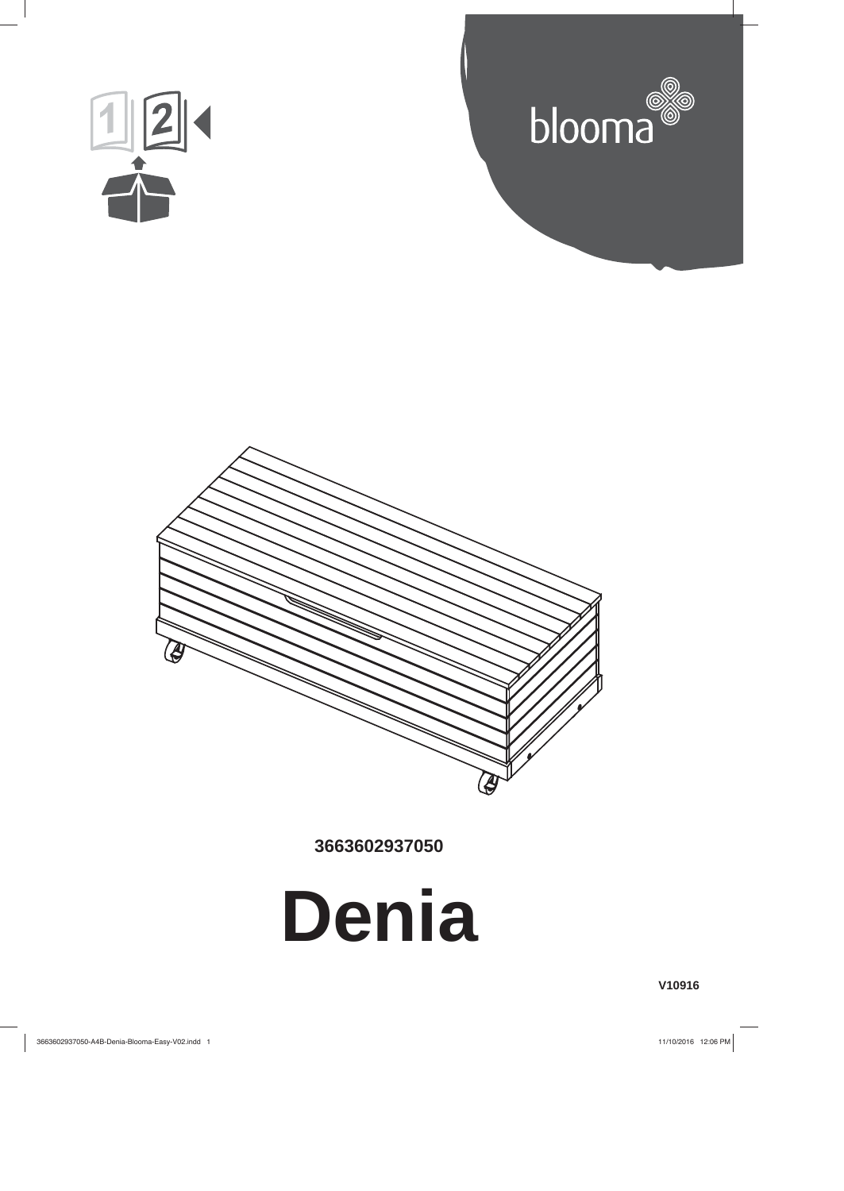blooma

3663602937050

# Denia

V10916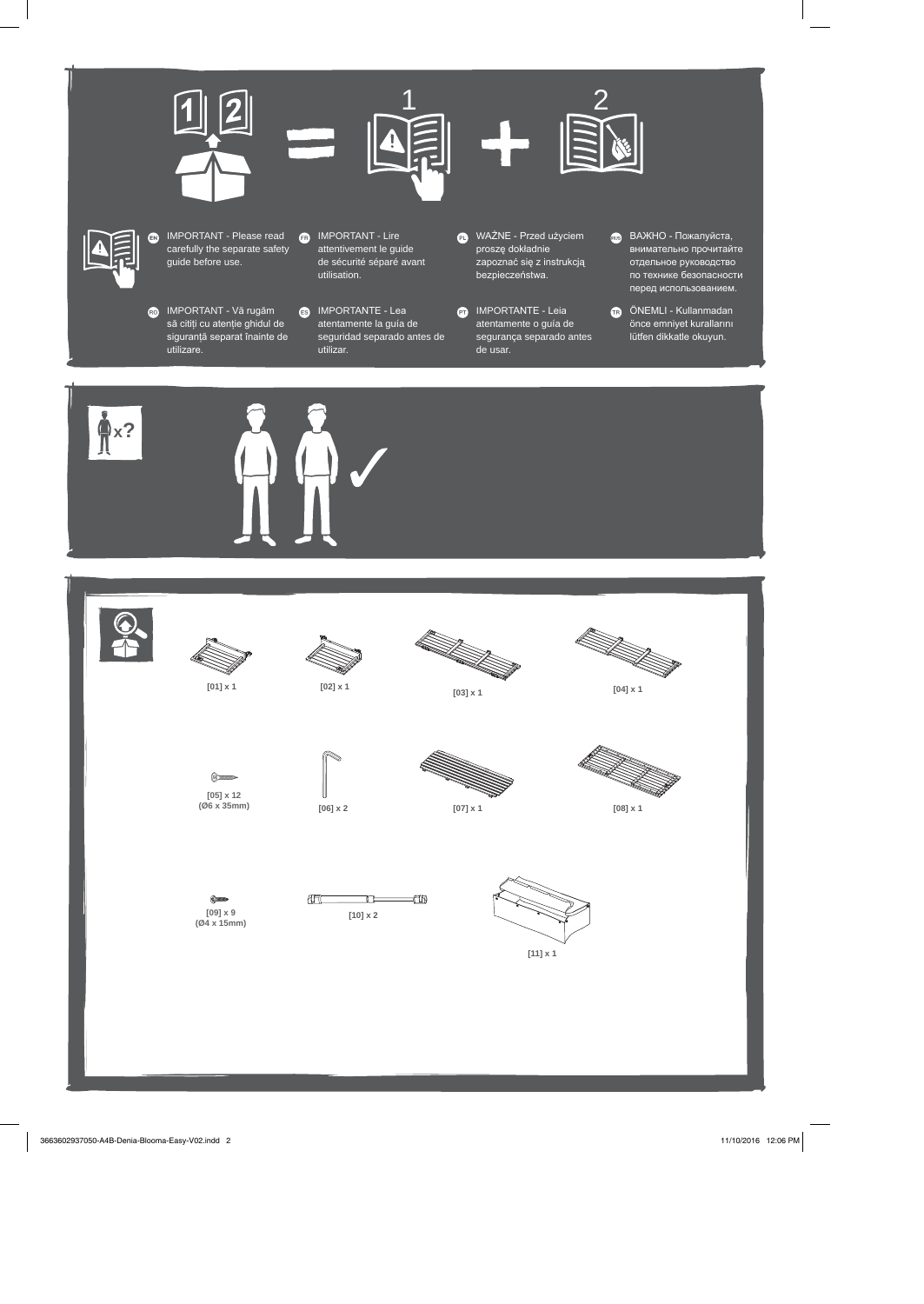1 2

EN IMPORTANT - Please read carefully the separate safety guide before use.

FR IMPORTANT - Lire attentivement le guide de sécurité séparé avant utilisation.

PL WAŻNE - Przed użyciem proszę dokładnie zapoznać się z instrukcją bezpieczeństwa.

RUS ВАЖНО - Пожалуйста, внимательно прочитайте отдельное руководство по технике безопасности перед использованием.

RO IMPORTANT - Vă rugăm să citiți cu atenție ghidul de siguranță separat înainte de utilizare.

ES IMPORTANTE - Lea atentamente la guía de seguridad separado antes de utilizar.

PT IMPORTANTE - Leia atentamente o guía de segurança separado antes de usar.

TR ÖNEMLI - Kullanmadan önce emniyet kurallarını lütfen dikkatle okuyun.

x?

✓

[01] x 1

[02] x 1

[03] x 1

[04] x 1

[05] x 12
(Ø6 x 35mm)

[06] x 2

[07] x 1

[08] x 1

[09] x 9
(Ø4 x 15mm)

[10] x 2

[11] x 1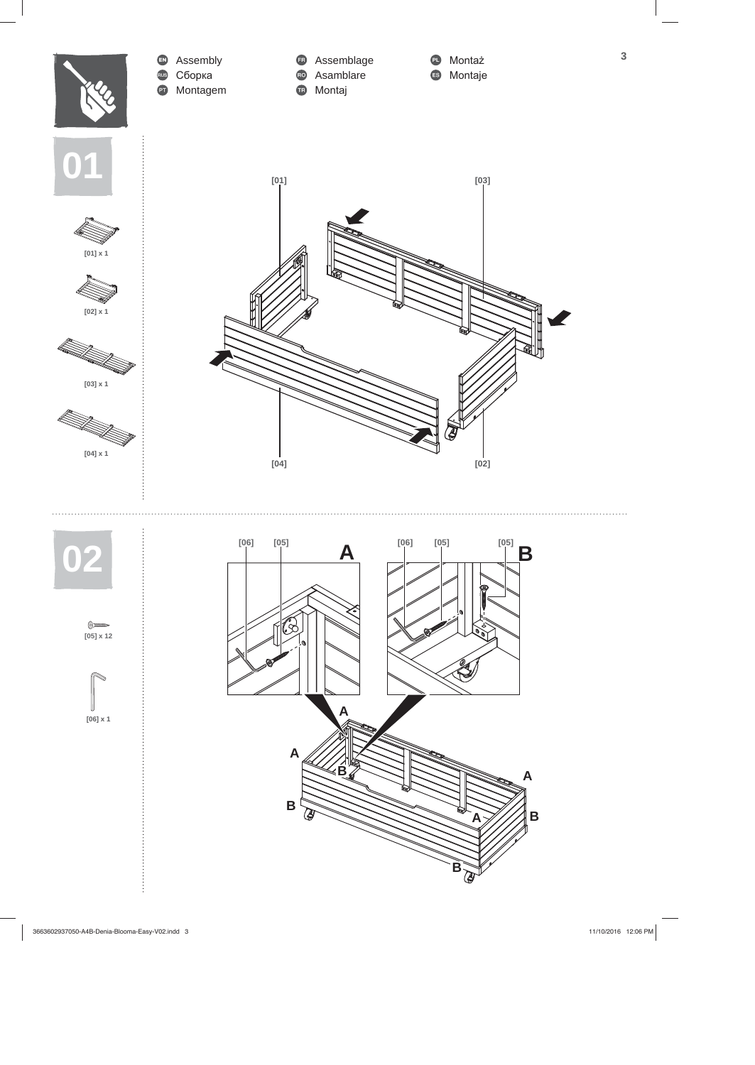EN Assembly
RUS Сборка
PT Montagem
FR Assemblage
RO Asamblare
TR Montaj
PL Montaż
ES Montaje

## 01

[01] x 1

[02] x 1

[03] x 1

[04] x 1

[01] [03] [04] [02]

## 02

[05] x 12

[06] x 1

A: [06] [05]

B: [06] [05] [05]

A B A A B A B B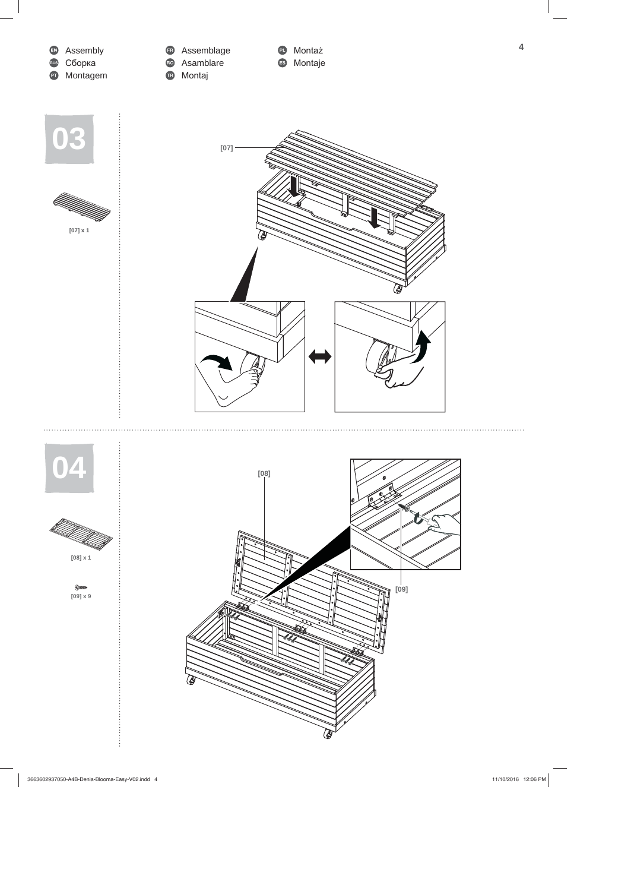EN Assembly
RUS Сборка
PT Montagem
FR Assemblage
RO Asamblare
TR Montaj
PL Montaż
ES Montaje

## 03

[07] x 1

[07]

## 04

[08] x 1

[09] x 9

[08]

[09]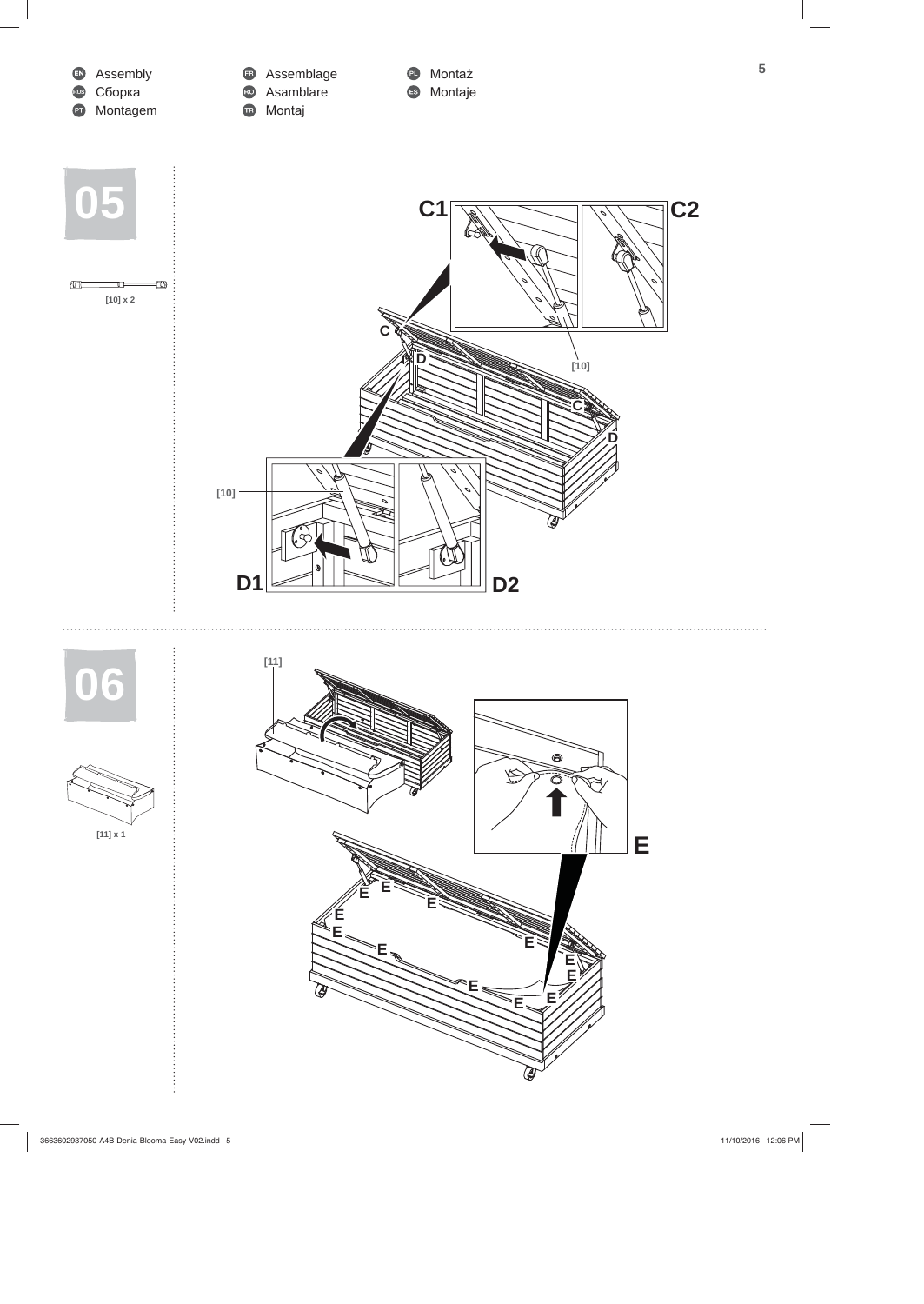EN Assembly
RUS Сборка
PT Montagem
FR Assemblage
RO Asamblare
TR Montaj
PL Montaż
ES Montaje

## 05

[10] x 2

C1 C2

C

D

[10]

C

D

[10]

D1 D2

## 06

[11] x 1

[11]

E

E E E E E E E E E E E E E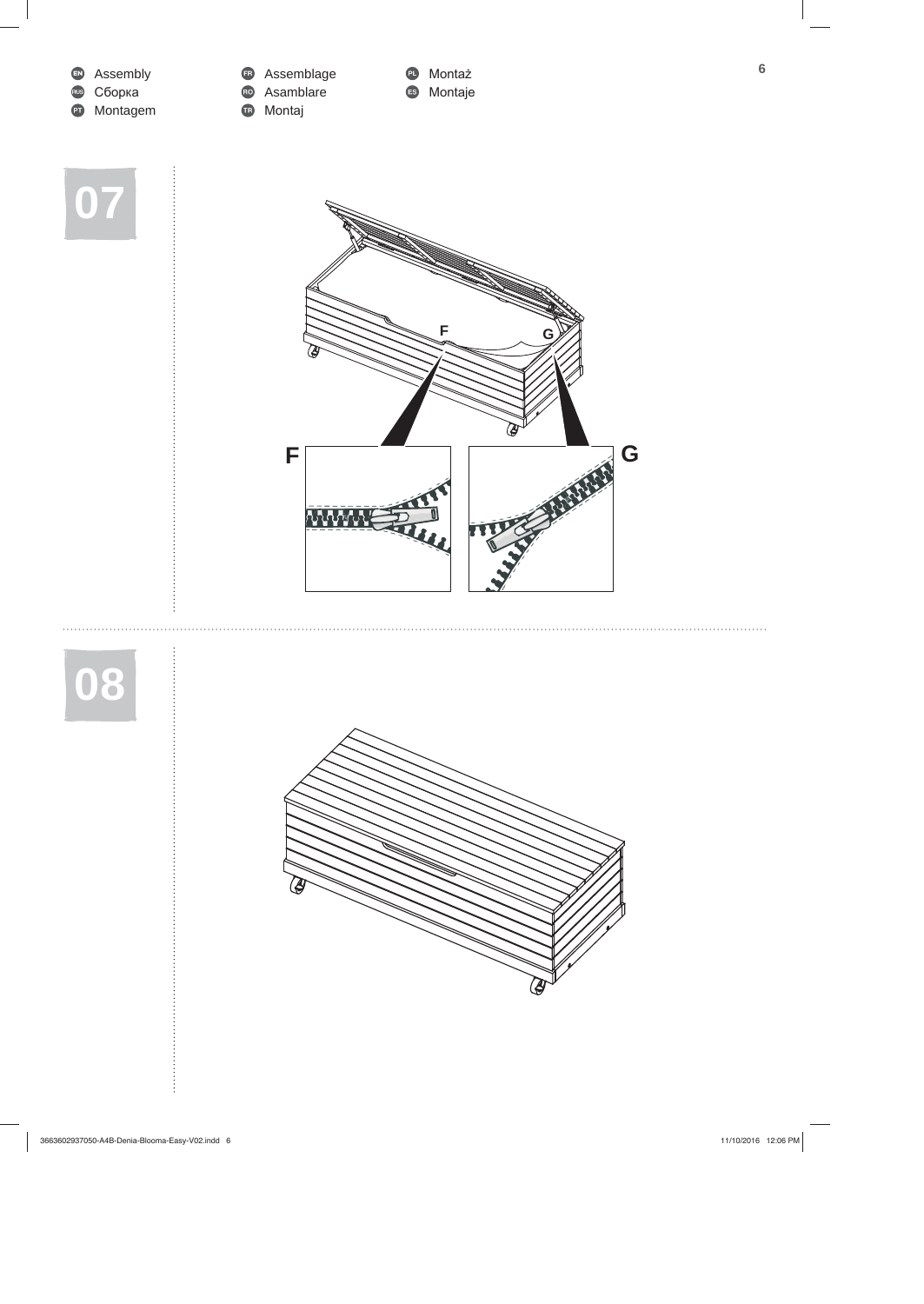EN Assembly
RUS Сборка
PT Montagem

FR Assemblage
RO Asamblare
TR Montaj

PL Montaż
ES Montaje

## 07

F

G

F

G

## 08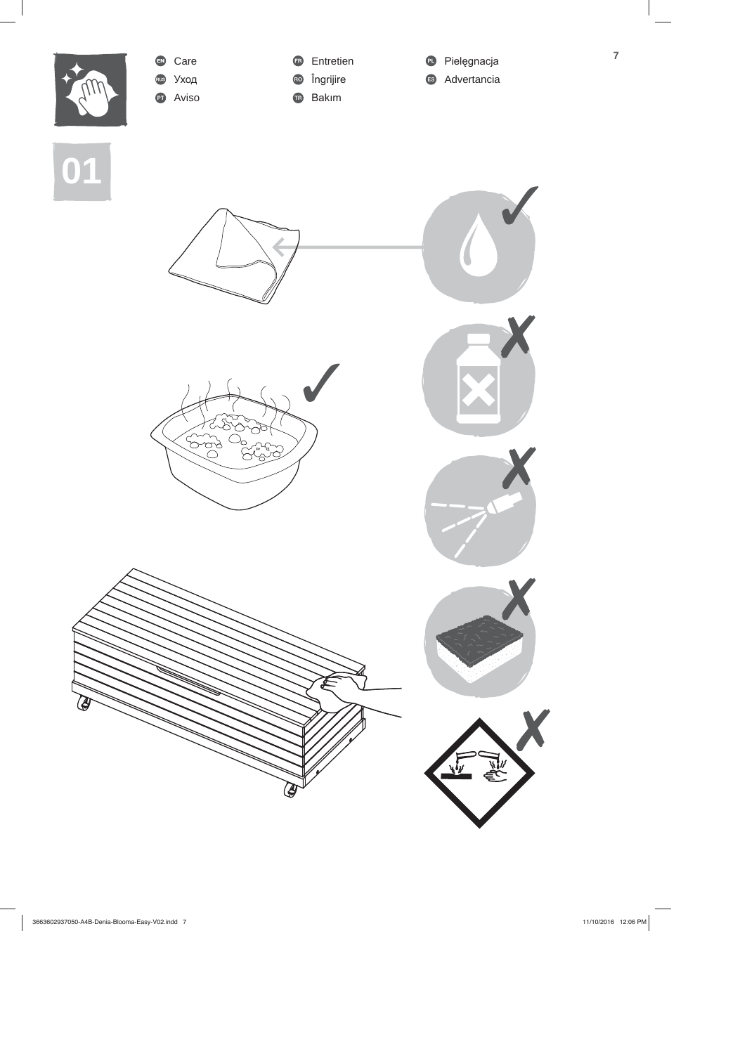EN Care
RUS Уход
PT Aviso

FR Entretien
RO Îngrijire
TR Bakım

PL Pielęgnacja
ES Advertancia

01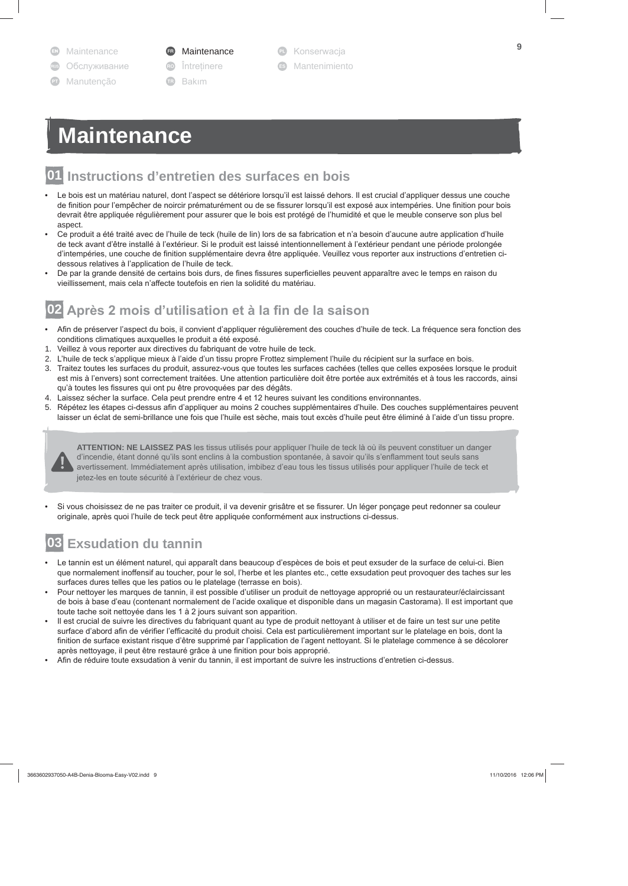# Maintenance

## 01 Instructions d'entretien des surfaces en bois

- Le bois est un matériau naturel, dont l'aspect se détériore lorsqu'il est laissé dehors. Il est crucial d'appliquer dessus une couche de finition pour l'empêcher de noircir prématurément ou de se fissurer lorsqu'il est exposé aux intempéries. Une finition pour bois devrait être appliquée régulièrement pour assurer que le bois est protégé de l'humidité et que le meuble conserve son plus bel aspect.
- Ce produit a été traité avec de l'huile de teck (huile de lin) lors de sa fabrication et n'a besoin d'aucune autre application d'huile de teck avant d'être installé à l'extérieur. Si le produit est laissé intentionnellement à l'extérieur pendant une période prolongée d'intempéries, une couche de finition supplémentaire devra être appliquée. Veuillez vous reporter aux instructions d'entretien ci-dessous relatives à l'application de l'huile de teck.
- De par la grande densité de certains bois durs, de fines fissures superficielles peuvent apparaître avec le temps en raison du vieillissement, mais cela n'affecte toutefois en rien la solidité du matériau.

## 02 Après 2 mois d'utilisation et à la fin de la saison

- Afin de préserver l'aspect du bois, il convient d'appliquer régulièrement des couches d'huile de teck. La fréquence sera fonction des conditions climatiques auxquelles le produit a été exposé.

1. Veillez à vous reporter aux directives du fabriquant de votre huile de teck.
2. L'huile de teck s'applique mieux à l'aide d'un tissu propre Frottez simplement l'huile du récipient sur la surface en bois.
3. Traitez toutes les surfaces du produit, assurez-vous que toutes les surfaces cachées (telles que celles exposées lorsque le produit est mis à l'envers) sont correctement traitées. Une attention particulière doit être portée aux extrémités et à tous les raccords, ainsi qu'à toutes les fissures qui ont pu être provoquées par des dégâts.
4. Laissez sécher la surface. Cela peut prendre entre 4 et 12 heures suivant les conditions environnantes.
5. Répétez les étapes ci-dessus afin d'appliquer au moins 2 couches supplémentaires d'huile. Des couches supplémentaires peuvent laisser un éclat de semi-brillance une fois que l'huile est sèche, mais tout excès d'huile peut être éliminé à l'aide d'un tissu propre.

**ATTENTION: NE LAISSEZ PAS** les tissus utilisés pour appliquer l'huile de teck là où ils peuvent constituer un danger d'incendie, étant donné qu'ils sont enclins à la combustion spontanée, à savoir qu'ils s'enflamment tout seuls sans avertissement. Immédiatement après utilisation, imbibez d'eau tous les tissus utilisés pour appliquer l'huile de teck et jetez-les en toute sécurité à l'extérieur de chez vous.

- Si vous choisissez de ne pas traiter ce produit, il va devenir grisâtre et se fissurer. Un léger ponçage peut redonner sa couleur originale, après quoi l'huile de teck peut être appliquée conformément aux instructions ci-dessus.

## 03 Exsudation du tannin

- Le tannin est un élément naturel, qui apparaît dans beaucoup d'espèces de bois et peut exsuder de la surface de celui-ci. Bien que normalement inoffensif au toucher, pour le sol, l'herbe et les plantes etc., cette exsudation peut provoquer des taches sur les surfaces dures telles que les patios ou le platelage (terrasse en bois).
- Pour nettoyer les marques de tannin, il est possible d'utiliser un produit de nettoyage approprié ou un restaurateur/éclaircissant de bois à base d'eau (contenant normalement de l'acide oxalique et disponible dans un magasin Castorama). Il est important que toute tache soit nettoyée dans les 1 à 2 jours suivant son apparition.
- Il est crucial de suivre les directives du fabriquant quant au type de produit nettoyant à utiliser et de faire un test sur une petite surface d'abord afin de vérifier l'efficacité du produit choisi. Cela est particulièrement important sur le platelage en bois, dont la finition de surface existant risque d'être supprimé par l'application de l'agent nettoyant. Si le platelage commence à se décolorer après nettoyage, il peut être restauré grâce à une finition pour bois approprié.
- Afin de réduire toute exsudation à venir du tannin, il est important de suivre les instructions d'entretien ci-dessus.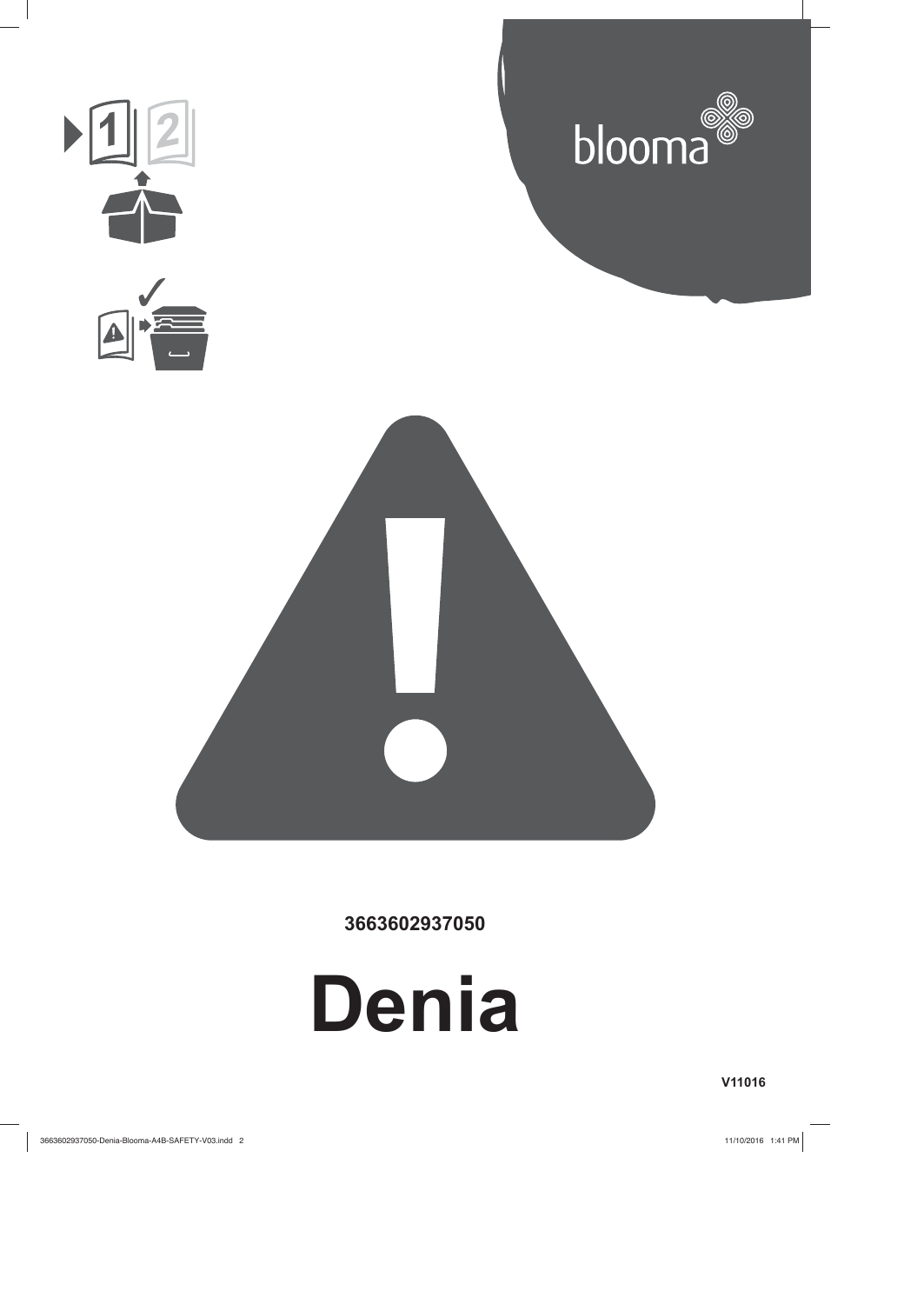blooma

3663602937050

# Denia

V11016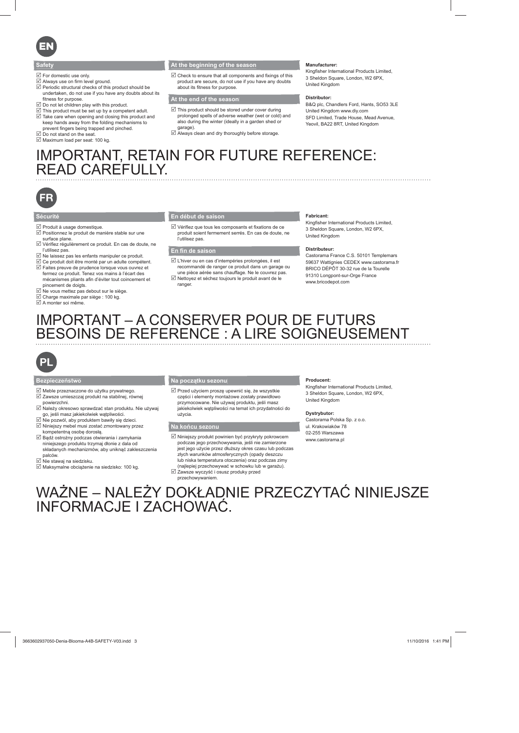# EN

### Safety

- ☑ For domestic use only.
- ☑ Always use on firm level ground.
- ☑ Periodic structural checks of this product should be undertaken, do not use if you have any doubts about its fitness for purpose.
- ☑ Do not let children play with this product.
- ☑ This product must be set up by a competent adult.
- ☑ Take care when opening and closing this product and keep hands away from the folding mechanisms to prevent fingers being trapped and pinched.
- ☑ Do not stand on the seat.
- ☑ Maximum load per seat: 100 kg.

### At the beginning of the season

- ☑ Check to ensure that all components and fixings of this product are secure, do not use if you have any doubts about its fitness for purpose.

### At the end of the season

- ☑ This product should be stored under cover during prolonged spells of adverse weather (wet or cold) and also during the winter (ideally in a garden shed or garage).
- ☑ Always clean and dry thoroughly before storage.

**Manufacturer:**
Kingfisher International Products Limited,
3 Sheldon Square, London, W2 6PX,
United Kingdom

**Distributor:**
B&Q plc, Chandlers Ford, Hants, SO53 3LE
United Kingdom www.diy.com
SFD Limited, Trade House, Mead Avenue,
Yeovil, BA22 8RT, United Kingdom

## IMPORTANT, RETAIN FOR FUTURE REFERENCE: READ CAREFULLY.

# FR

### Sécurité

- ☑ Produit à usage domestique.
- ☑ Positionnez le produit de manière stable sur une surface plane.
- ☑ Vérifiez régulièrement ce produit. En cas de doute, ne l'utilisez pas.
- ☑ Ne laissez pas les enfants manipuler ce produit.
- ☑ Ce produit doit être monté par un adulte compétent.
- ☑ Faites preuve de prudence lorsque vous ouvrez et fermez ce produit. Tenez vos mains à l'écart des mécanismes pliants afin d'éviter tout coincement et pincement de doigts.
- ☑ Ne vous mettez pas debout sur le siège.
- ☑ Charge maximale par siège : 100 kg.
- ☑ A monter soi même.

### En début de saison

- ☑ Vérifiez que tous les composants et fixations de ce produit soient fermement serrés. En cas de doute, ne l'utilisez pas.

### En fin de saison

- ☑ L'hiver ou en cas d'intempéries prolongées, il est recommandé de ranger ce produit dans un garage ou une pièce aérée sans chauffage. Ne le couvrez pas.
- ☑ Nettoyez et séchez toujours le produit avant de le ranger.

**Fabricant:**
Kingfisher International Products Limited,
3 Sheldon Square, London, W2 6PX,
United Kingdom

**Distributeur:**
Castorama France C.S. 50101 Templemars
59637 Wattignies CEDEX www.castorama.fr
BRICO DÉPÔT 30-32 rue de la Tourelle
91310 Longpont-sur-Orge France
www.bricodepot.com

## IMPORTANT – A CONSERVER POUR DE FUTURS BESOINS DE REFERENCE : A LIRE SOIGNEUSEMENT

# PL

### Bezpieczeństwo

- ☑ Meble przeznaczone do użytku prywatnego.
- ☑ Zawsze umieszczaj produkt na stabilnej, równej powierzchni.
- ☑ Należy okresowo sprawdzać stan produktu. Nie używaj go, jeśli masz jakiekolwiek wątpliwości.
- ☑ Nie pozwól, aby produktem bawiły się dzieci.
- ☑ Niniejszy mebel musi zostać zmontowany przez kompetentną osobę dorosłą.
- ☑ Bądź ostrożny podczas otwierania i zamykania niniejszego produktu trzymaj dłonie z dala od składanych mechanizmów, aby uniknąć zakleszczenia palców.
- ☑ Nie stawaj na siedzisku.
- ☑ Maksymalne obciążenie na siedzisko: 100 kg.

### Na początku sezonu

- ☑ Przed użyciem proszę upewnić się, że wszystkie części i elementy montażowe zostały prawidłowo przymocowane. Nie używaj produktu, jeśli masz jakiekolwiek wątpliwości na temat ich przydatności do użycia.

### Na końcu sezonu

- ☑ Niniejszy produkt powinien być przykryty pokrowcem podczas jego przechowywania, jeśli nie zamierzone jest jego użycie przez dłuższy okres czasu lub podczas złych warunków atmosferycznych (opady deszczu lub niska temperatura otoczenia) oraz podczas zimy (najlepiej przechowywać w schowku lub w garażu).
- ☑ Zawsze wyczyść i osusz produky przed przechowywaniem.

**Producent:**
Kingfisher International Products Limited,
3 Sheldon Square, London, W2 6PX,
United Kingdom

**Dystrybutor:**
Castorama Polska Sp. z o.o.
ul. Krakowiaków 78
02-255 Warszawa
www.castorama.pl

## WAŻNE – NALEŻY DOKŁADNIE PRZECZYTAĆ NINIEJSZE INFORMACJE I ZACHOWAĆ.